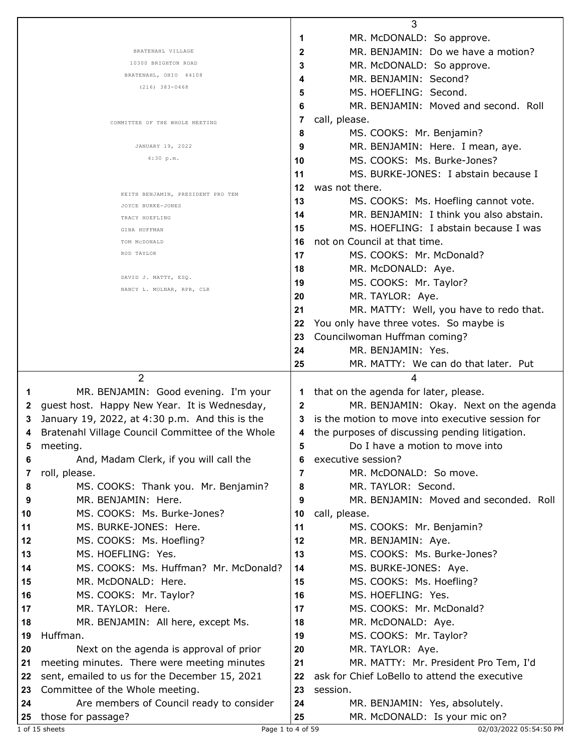BRATENAHL VILLAGE
10300 BRIGHTON ROAD
BRATENAHL, OHIO 44108
(216) 383-0468

COMMITTEE OF THE WHOLE MEETING

JANUARY 19, 2022
4:30 p.m.

KEITH BENJAMIN, PRESIDENT PRO TEM
JOYCE BURKE-JONES
TRACY HOEFLING
GINA HUFFMAN
TOM McDONALD
ROD TAYLOR

DAVID J. MATTY, ESQ.
NANCY L. MOLNAR, RPR, CLR

---

2

1 MR. BENJAMIN: Good evening. I'm your
2 guest host. Happy New Year. It is Wednesday,
3 January 19, 2022, at 4:30 p.m. And this is the
4 Bratenahl Village Council Committee of the Whole
5 meeting.
6 And, Madam Clerk, if you will call the
7 roll, please.
8 MS. COOKS: Thank you. Mr. Benjamin?
9 MR. BENJAMIN: Here.
10 MS. COOKS: Ms. Burke-Jones?
11 MS. BURKE-JONES: Here.
12 MS. COOKS: Ms. Hoefling?
13 MS. HOEFLING: Yes.
14 MS. COOKS: Ms. Huffman? Mr. McDonald?
15 MR. McDONALD: Here.
16 MS. COOKS: Mr. Taylor?
17 MR. TAYLOR: Here.
18 MR. BENJAMIN: All here, except Ms.
19 Huffman.
20 Next on the agenda is approval of prior
21 meeting minutes. There were meeting minutes
22 sent, emailed to us for the December 15, 2021
23 Committee of the Whole meeting.
24 Are members of Council ready to consider
25 those for passage?

---

3

1 MR. McDONALD: So approve.
2 MR. BENJAMIN: Do we have a motion?
3 MR. McDONALD: So approve.
4 MR. BENJAMIN: Second?
5 MS. HOEFLING: Second.
6 MR. BENJAMIN: Moved and second. Roll
7 call, please.
8 MS. COOKS: Mr. Benjamin?
9 MR. BENJAMIN: Here. I mean, aye.
10 MS. COOKS: Ms. Burke-Jones?
11 MS. BURKE-JONES: I abstain because I
12 was not there.
13 MS. COOKS: Ms. Hoefling cannot vote.
14 MR. BENJAMIN: I think you also abstain.
15 MS. HOEFLING: I abstain because I was
16 not on Council at that time.
17 MS. COOKS: Mr. McDonald?
18 MR. McDONALD: Aye.
19 MS. COOKS: Mr. Taylor?
20 MR. TAYLOR: Aye.
21 MR. MATTY: Well, you have to redo that.
22 You only have three votes. So maybe is
23 Councilwoman Huffman coming?
24 MR. BENJAMIN: Yes.
25 MR. MATTY: We can do that later. Put

---

4

1 that on the agenda for later, please.
2 MR. BENJAMIN: Okay. Next on the agenda
3 is the motion to move into executive session for
4 the purposes of discussing pending litigation.
5 Do I have a motion to move into
6 executive session?
7 MR. McDONALD: So move.
8 MR. TAYLOR: Second.
9 MR. BENJAMIN: Moved and seconded. Roll
10 call, please.
11 MS. COOKS: Mr. Benjamin?
12 MR. BENJAMIN: Aye.
13 MS. COOKS: Ms. Burke-Jones?
14 MS. BURKE-JONES: Aye.
15 MS. COOKS: Ms. Hoefling?
16 MS. HOEFLING: Yes.
17 MS. COOKS: Mr. McDonald?
18 MR. McDONALD: Aye.
19 MS. COOKS: Mr. Taylor?
20 MR. TAYLOR: Aye.
21 MR. MATTY: Mr. President Pro Tem, I'd
22 ask for Chief LoBello to attend the executive
23 session.
24 MR. BENJAMIN: Yes, absolutely.
25 MR. McDONALD: Is your mic on?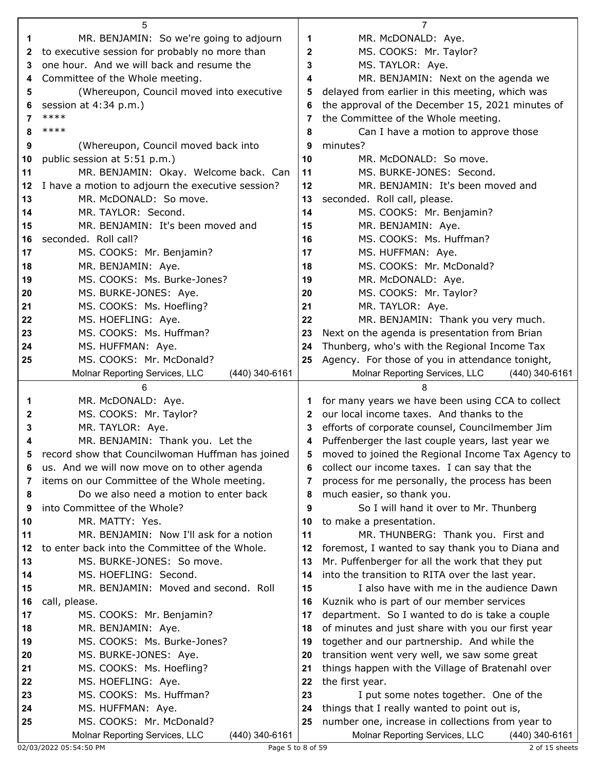MR. BENJAMIN: So we're going to adjourn to executive session for probably no more than one hour. And we will back and resume the Committee of the Whole meeting.

(Whereupon, Council moved into executive session at 4:34 p.m.)

****

****

(Whereupon, Council moved back into public session at 5:51 p.m.)

MR. BENJAMIN: Okay. Welcome back. Can I have a motion to adjourn the executive session?

MR. McDONALD: So move.

MR. TAYLOR: Second.

MR. BENJAMIN: It's been moved and seconded. Roll call?

MS. COOKS: Mr. Benjamin?

MR. BENJAMIN: Aye.

MS. COOKS: Ms. Burke-Jones?

MS. BURKE-JONES: Aye.

MS. COOKS: Ms. Hoefling?

MS. HOEFLING: Aye.

MS. COOKS: Ms. Huffman?

MS. HUFFMAN: Aye.

MS. COOKS: Mr. McDonald?

MR. McDONALD: Aye.

MS. COOKS: Mr. Taylor?

MR. TAYLOR: Aye.

MR. BENJAMIN: Thank you. Let the record show that Councilwoman Huffman has joined us. And we will now move on to other agenda items on our Committee of the Whole meeting.

Do we also need a motion to enter back into Committee of the Whole?

MR. MATTY: Yes.

MR. BENJAMIN: Now I'll ask for a notion to enter back into the Committee of the Whole.

MS. BURKE-JONES: So move.

MS. HOEFLING: Second.

MR. BENJAMIN: Moved and second. Roll call, please.

MS. COOKS: Mr. Benjamin?

MR. BENJAMIN: Aye.

MS. COOKS: Ms. Burke-Jones?

MS. BURKE-JONES: Aye.

MS. COOKS: Ms. Hoefling?

MS. HOEFLING: Aye.

MS. COOKS: Ms. Huffman?

MS. HUFFMAN: Aye.

MS. COOKS: Mr. McDonald?

MR. McDONALD: Aye.

MS. COOKS: Mr. Taylor?

MS. TAYLOR: Aye.

MR. BENJAMIN: Next on the agenda we delayed from earlier in this meeting, which was the approval of the December 15, 2021 minutes of the Committee of the Whole meeting.

Can I have a motion to approve those minutes?

MR. McDONALD: So move.

MS. BURKE-JONES: Second.

MR. BENJAMIN: It's been moved and seconded. Roll call, please.

MS. COOKS: Mr. Benjamin?

MR. BENJAMIN: Aye.

MS. COOKS: Ms. Huffman?

MS. HUFFMAN: Aye.

MS. COOKS: Mr. McDonald?

MR. McDONALD: Aye.

MS. COOKS: Mr. Taylor?

MR. TAYLOR: Aye.

MR. BENJAMIN: Thank you very much. Next on the agenda is presentation from Brian Thunberg, who's with the Regional Income Tax Agency. For those of you in attendance tonight, for many years we have been using CCA to collect our local income taxes. And thanks to the efforts of corporate counsel, Councilmember Jim Puffenberger the last couple years, last year we moved to joined the Regional Income Tax Agency to collect our income taxes. I can say that the process for me personally, the process has been much easier, so thank you.

So I will hand it over to Mr. Thunberg to make a presentation.

MR. THUNBERG: Thank you. First and foremost, I wanted to say thank you to Diana and Mr. Puffenberger for all the work that they put into the transition to RITA over the last year.

I also have with me in the audience Dawn Kuznik who is part of our member services department. So I wanted to do is take a couple of minutes and just share with you our first year together and our partnership. And while the transition went very well, we saw some great things happen with the Village of Bratenahl over the first year.

I put some notes together. One of the things that I really wanted to point out is, number one, increase in collections from year to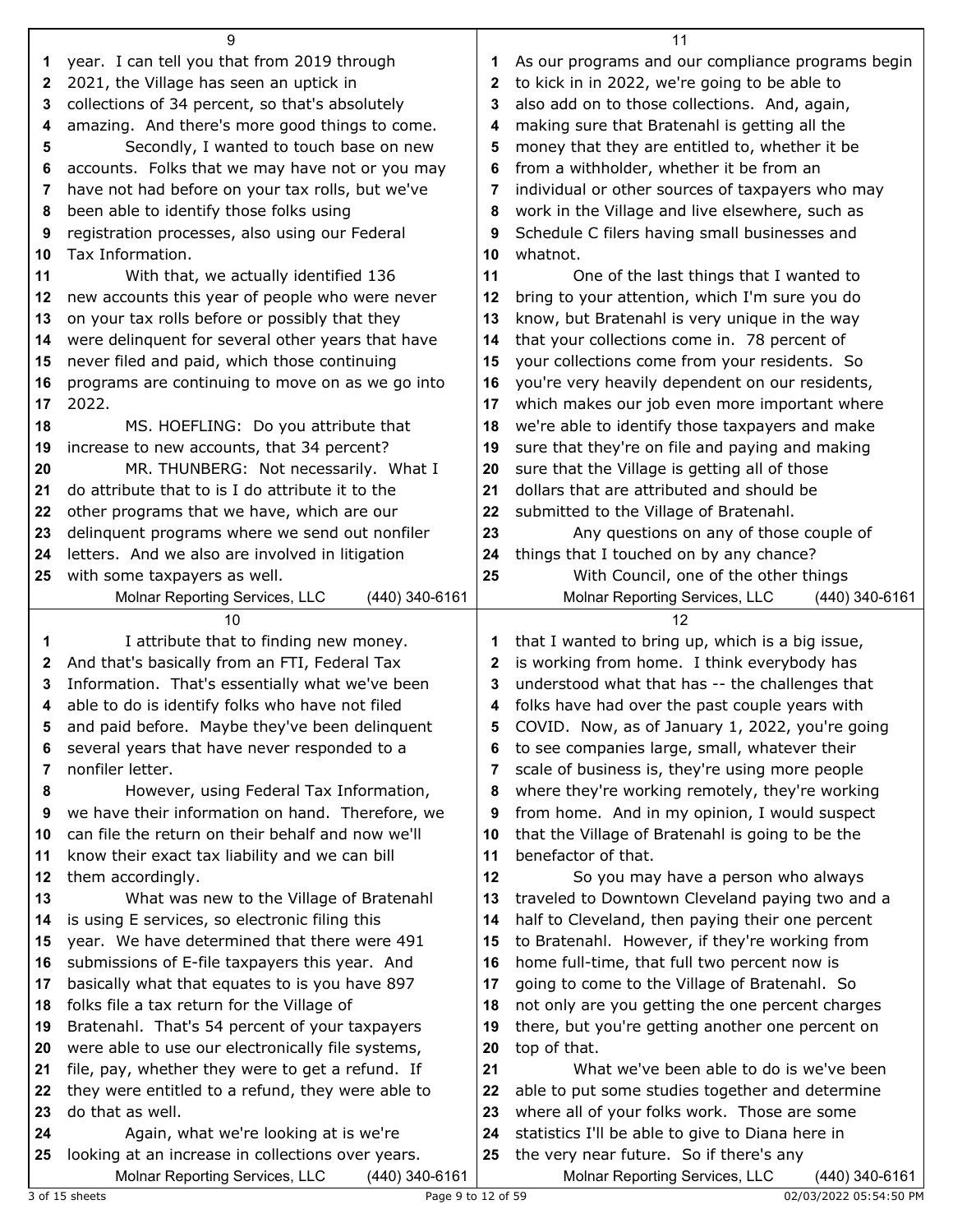year. I can tell you that from 2019 through 2021, the Village has seen an uptick in collections of 34 percent, so that's absolutely amazing. And there's more good things to come.

Secondly, I wanted to touch base on new accounts. Folks that we may have not or you may have not had before on your tax rolls, but we've been able to identify those folks using registration processes, also using our Federal Tax Information.

With that, we actually identified 136 new accounts this year of people who were never on your tax rolls before or possibly that they were delinquent for several other years that have never filed and paid, which those continuing programs are continuing to move on as we go into 2022.

MS. HOEFLING: Do you attribute that increase to new accounts, that 34 percent?

MR. THUNBERG: Not necessarily. What I do attribute that to is I do attribute it to the other programs that we have, which are our delinquent programs where we send out nonfiler letters. And we also are involved in litigation with some taxpayers as well.

I attribute that to finding new money. And that's basically from an FTI, Federal Tax Information. That's essentially what we've been able to do is identify folks who have not filed and paid before. Maybe they've been delinquent several years that have never responded to a nonfiler letter.

However, using Federal Tax Information, we have their information on hand. Therefore, we can file the return on their behalf and now we'll know their exact tax liability and we can bill them accordingly.

What was new to the Village of Bratenahl is using E services, so electronic filing this year. We have determined that there were 491 submissions of E-file taxpayers this year. And basically what that equates to is you have 897 folks file a tax return for the Village of Bratenahl. That's 54 percent of your taxpayers were able to use our electronically file systems, file, pay, whether they were to get a refund. If they were entitled to a refund, they were able to do that as well.

Again, what we're looking at is we're looking at an increase in collections over years. As our programs and our compliance programs begin to kick in in 2022, we're going to be able to also add on to those collections. And, again, making sure that Bratenahl is getting all the money that they are entitled to, whether it be from a withholder, whether it be from an individual or other sources of taxpayers who may work in the Village and live elsewhere, such as Schedule C filers having small businesses and whatnot.

One of the last things that I wanted to bring to your attention, which I'm sure you do know, but Bratenahl is very unique in the way that your collections come in. 78 percent of your collections come from your residents. So you're very heavily dependent on our residents, which makes our job even more important where we're able to identify those taxpayers and make sure that they're on file and paying and making sure that the Village is getting all of those dollars that are attributed and should be submitted to the Village of Bratenahl.

Any questions on any of those couple of things that I touched on by any chance?

With Council, one of the other things that I wanted to bring up, which is a big issue, is working from home. I think everybody has understood what that has -- the challenges that folks have had over the past couple years with COVID. Now, as of January 1, 2022, you're going to see companies large, small, whatever their scale of business is, they're using more people where they're working remotely, they're working from home. And in my opinion, I would suspect that the Village of Bratenahl is going to be the benefactor of that.

So you may have a person who always traveled to Downtown Cleveland paying two and a half to Cleveland, then paying their one percent to Bratenahl. However, if they're working from home full-time, that full two percent now is going to come to the Village of Bratenahl. So not only are you getting the one percent charges there, but you're getting another one percent on top of that.

What we've been able to do is we've been able to put some studies together and determine where all of your folks work. Those are some statistics I'll be able to give to Diana here in the very near future. So if there's any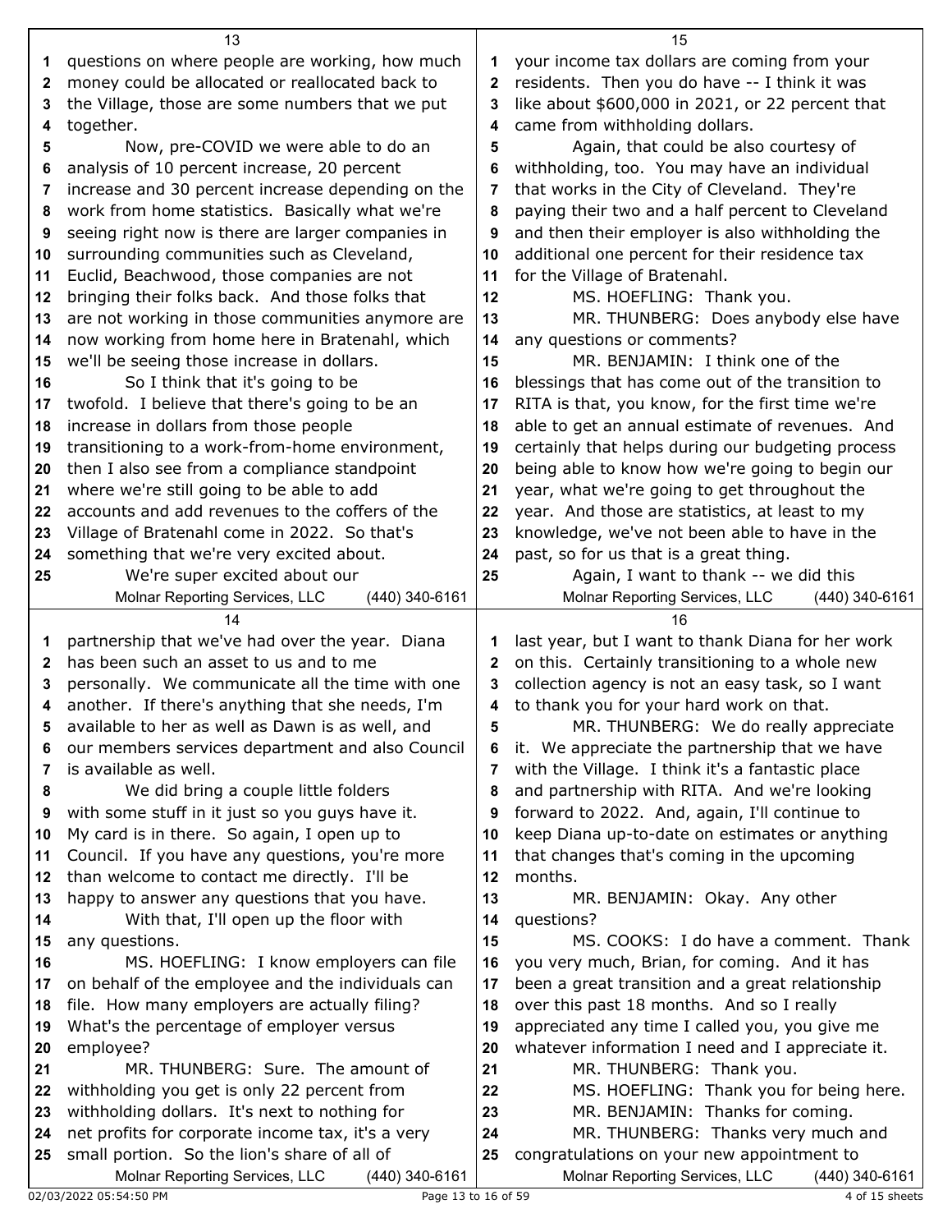questions on where people are working, how much money could be allocated or reallocated back to the Village, those are some numbers that we put together.

Now, pre-COVID we were able to do an analysis of 10 percent increase, 20 percent increase and 30 percent increase depending on the work from home statistics. Basically what we're seeing right now is there are larger companies in surrounding communities such as Cleveland, Euclid, Beachwood, those companies are not bringing their folks back. And those folks that are not working in those communities anymore are now working from home here in Bratenahl, which we'll be seeing those increase in dollars.

So I think that it's going to be twofold. I believe that there's going to be an increase in dollars from those people transitioning to a work-from-home environment, then I also see from a compliance standpoint where we're still going to be able to add accounts and add revenues to the coffers of the Village of Bratenahl come in 2022. So that's something that we're very excited about.

We're super excited about our partnership that we've had over the year. Diana has been such an asset to us and to me personally. We communicate all the time with one another. If there's anything that she needs, I'm available to her as well as Dawn is as well, and our members services department and also Council is available as well.

We did bring a couple little folders with some stuff in it just so you guys have it. My card is in there. So again, I open up to Council. If you have any questions, you're more than welcome to contact me directly. I'll be happy to answer any questions that you have.

With that, I'll open up the floor with any questions.

MS. HOEFLING: I know employers can file on behalf of the employee and the individuals can file. How many employers are actually filing? What's the percentage of employer versus employee?

MR. THUNBERG: Sure. The amount of withholding you get is only 22 percent from withholding dollars. It's next to nothing for net profits for corporate income tax, it's a very small portion. So the lion's share of all of your income tax dollars are coming from your residents. Then you do have -- I think it was like about $600,000 in 2021, or 22 percent that came from withholding dollars.

Again, that could be also courtesy of withholding, too. You may have an individual that works in the City of Cleveland. They're paying their two and a half percent to Cleveland and then their employer is also withholding the additional one percent for their residence tax for the Village of Bratenahl.

MS. HOEFLING: Thank you.

MR. THUNBERG: Does anybody else have any questions or comments?

MR. BENJAMIN: I think one of the blessings that has come out of the transition to RITA is that, you know, for the first time we're able to get an annual estimate of revenues. And certainly that helps during our budgeting process being able to know how we're going to begin our year, what we're going to get throughout the year. And those are statistics, at least to my knowledge, we've not been able to have in the past, so for us that is a great thing.

Again, I want to thank -- we did this last year, but I want to thank Diana for her work on this. Certainly transitioning to a whole new collection agency is not an easy task, so I want to thank you for your hard work on that.

MR. THUNBERG: We do really appreciate it. We appreciate the partnership that we have with the Village. I think it's a fantastic place and partnership with RITA. And we're looking forward to 2022. And, again, I'll continue to keep Diana up-to-date on estimates or anything that changes that's coming in the upcoming months.

MR. BENJAMIN: Okay. Any other questions?

MS. COOKS: I do have a comment. Thank you very much, Brian, for coming. And it has been a great transition and a great relationship over this past 18 months. And so I really appreciated any time I called you, you give me whatever information I need and I appreciate it.

MR. THUNBERG: Thank you.

MS. HOEFLING: Thank you for being here.

MR. BENJAMIN: Thanks for coming.

MR. THUNBERG: Thanks very much and congratulations on your new appointment to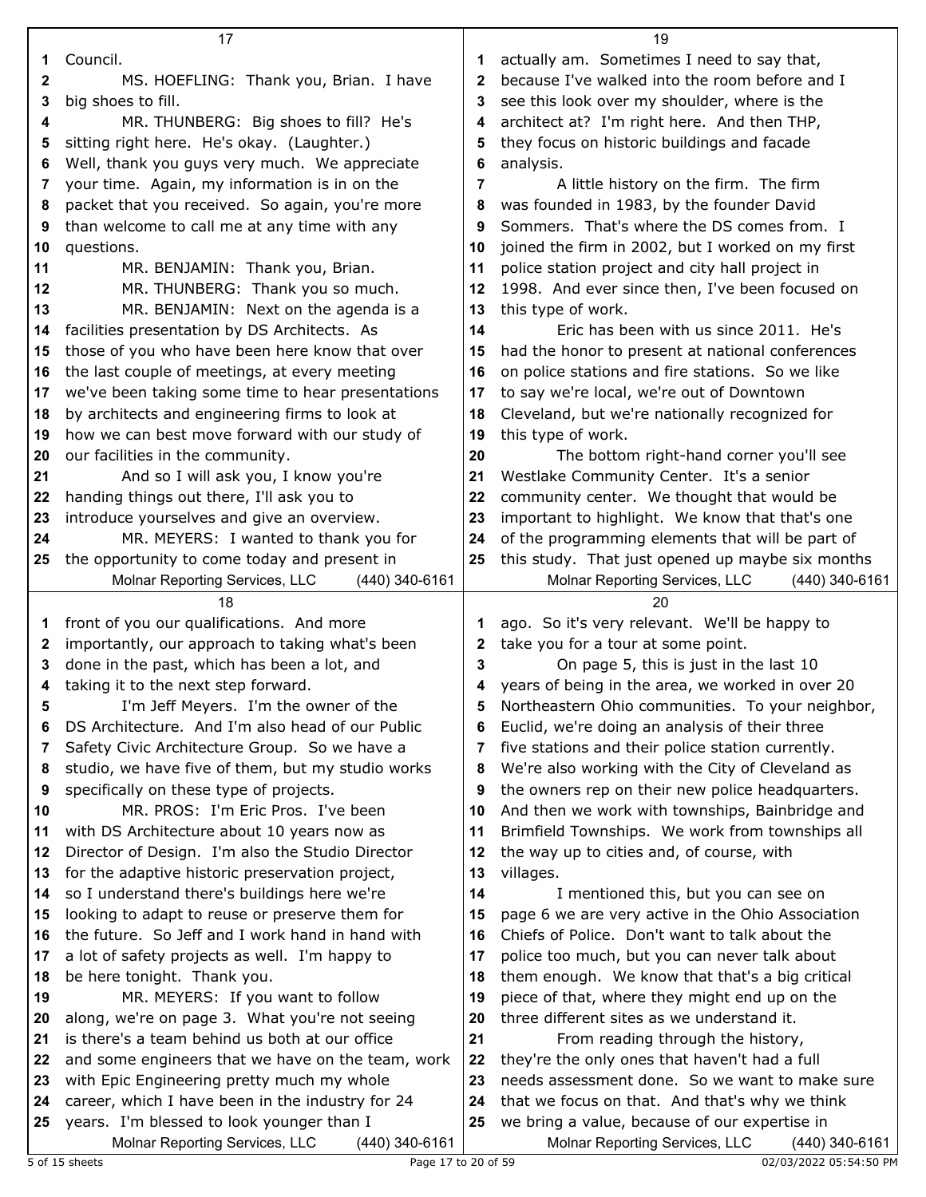Council.

MS. HOEFLING: Thank you, Brian. I have big shoes to fill.

MR. THUNBERG: Big shoes to fill? He's sitting right here. He's okay. (Laughter.) Well, thank you guys very much. We appreciate your time. Again, my information is in on the packet that you received. So again, you're more than welcome to call me at any time with any questions.

MR. BENJAMIN: Thank you, Brian.

MR. THUNBERG: Thank you so much.

MR. BENJAMIN: Next on the agenda is a facilities presentation by DS Architects. As those of you who have been here know that over the last couple of meetings, at every meeting we've been taking some time to hear presentations by architects and engineering firms to look at how we can best move forward with our study of our facilities in the community.

And so I will ask you, I know you're handing things out there, I'll ask you to introduce yourselves and give an overview.

MR. MEYERS: I wanted to thank you for the opportunity to come today and present in front of you our qualifications. And more importantly, our approach to taking what's been done in the past, which has been a lot, and taking it to the next step forward.

I'm Jeff Meyers. I'm the owner of the DS Architecture. And I'm also head of our Public Safety Civic Architecture Group. So we have a studio, we have five of them, but my studio works specifically on these type of projects.

MR. PROS: I'm Eric Pros. I've been with DS Architecture about 10 years now as Director of Design. I'm also the Studio Director for the adaptive historic preservation project, so I understand there's buildings here we're looking to adapt to reuse or preserve them for the future. So Jeff and I work hand in hand with a lot of safety projects as well. I'm happy to be here tonight. Thank you.

MR. MEYERS: If you want to follow along, we're on page 3. What you're not seeing is there's a team behind us both at our office and some engineers that we have on the team, work with Epic Engineering pretty much my whole career, which I have been in the industry for 24 years. I'm blessed to look younger than I actually am. Sometimes I need to say that, because I've walked into the room before and I see this look over my shoulder, where is the architect at? I'm right here. And then THP, they focus on historic buildings and facade analysis.

A little history on the firm. The firm was founded in 1983, by the founder David Sommers. That's where the DS comes from. I joined the firm in 2002, but I worked on my first police station project and city hall project in 1998. And ever since then, I've been focused on this type of work.

Eric has been with us since 2011. He's had the honor to present at national conferences on police stations and fire stations. So we like to say we're local, we're out of Downtown Cleveland, but we're nationally recognized for this type of work.

The bottom right-hand corner you'll see Westlake Community Center. It's a senior community center. We thought that would be important to highlight. We know that that's one of the programming elements that will be part of this study. That just opened up maybe six months ago. So it's very relevant. We'll be happy to take you for a tour at some point.

On page 5, this is just in the last 10 years of being in the area, we worked in over 20 Northeastern Ohio communities. To your neighbor, Euclid, we're doing an analysis of their three five stations and their police station currently. We're also working with the City of Cleveland as the owners rep on their new police headquarters. And then we work with townships, Bainbridge and Brimfield Townships. We work from townships all the way up to cities and, of course, with villages.

I mentioned this, but you can see on page 6 we are very active in the Ohio Association Chiefs of Police. Don't want to talk about the police too much, but you can never talk about them enough. We know that that's a big critical piece of that, where they might end up on the three different sites as we understand it.

From reading through the history, they're the only ones that haven't had a full needs assessment done. So we want to make sure that we focus on that. And that's why we think we bring a value, because of our expertise in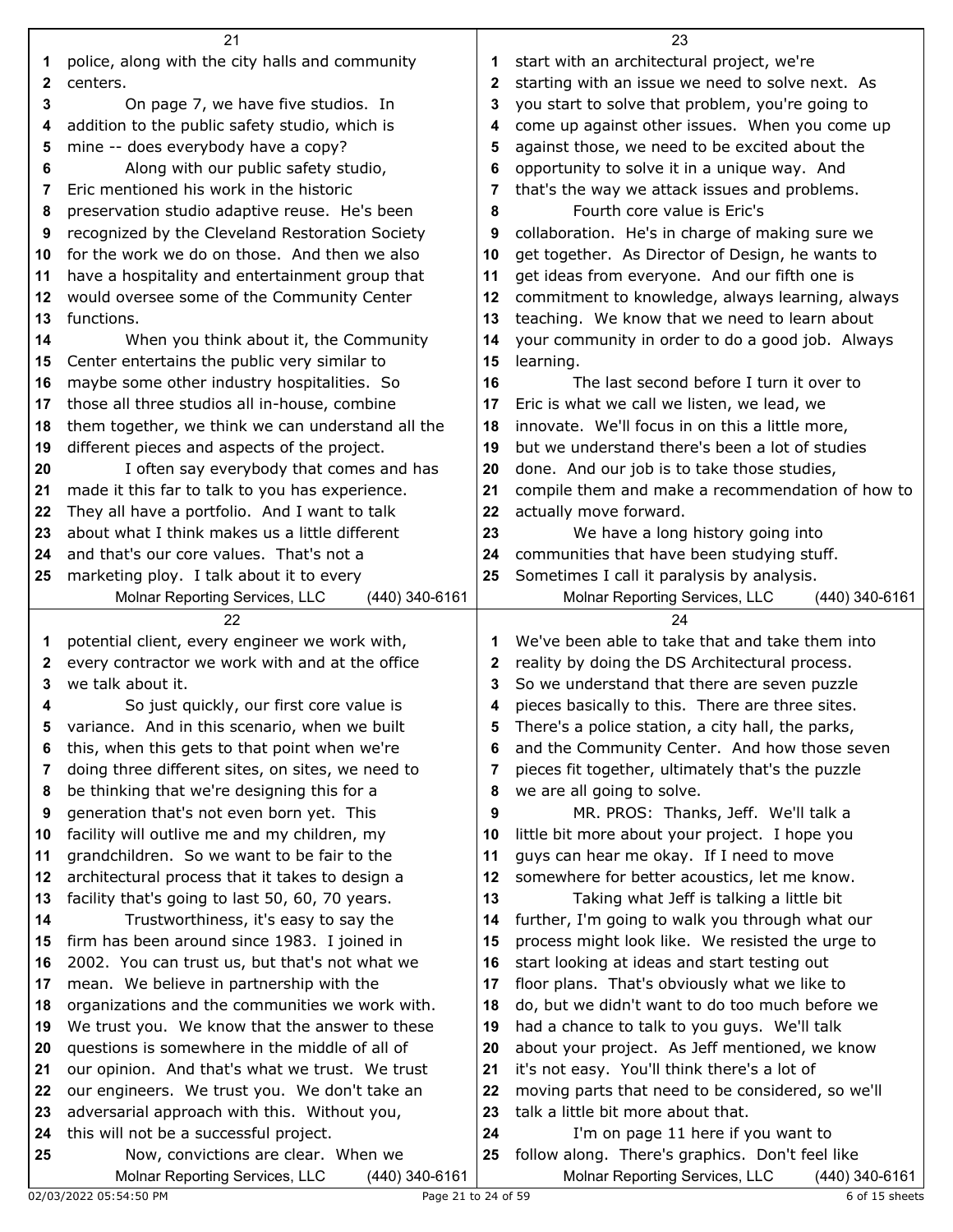police, along with the city halls and community centers.

On page 7, we have five studios. In addition to the public safety studio, which is mine -- does everybody have a copy?

Along with our public safety studio, Eric mentioned his work in the historic preservation studio adaptive reuse. He's been recognized by the Cleveland Restoration Society for the work we do on those. And then we also have a hospitality and entertainment group that would oversee some of the Community Center functions.

When you think about it, the Community Center entertains the public very similar to maybe some other industry hospitalities. So those all three studios all in-house, combine them together, we think we can understand all the different pieces and aspects of the project.

I often say everybody that comes and has made it this far to talk to you has experience. They all have a portfolio. And I want to talk about what I think makes us a little different and that's our core values. That's not a marketing ploy. I talk about it to every potential client, every engineer we work with, every contractor we work with and at the office we talk about it.

So just quickly, our first core value is variance. And in this scenario, when we built this, when this gets to that point when we're doing three different sites, on sites, we need to be thinking that we're designing this for a generation that's not even born yet. This facility will outlive me and my children, my grandchildren. So we want to be fair to the architectural process that it takes to design a facility that's going to last 50, 60, 70 years.

Trustworthiness, it's easy to say the firm has been around since 1983. I joined in 2002. You can trust us, but that's not what we mean. We believe in partnership with the organizations and the communities we work with. We trust you. We know that the answer to these questions is somewhere in the middle of all of our opinion. And that's what we trust. We trust our engineers. We trust you. We don't take an adversarial approach with this. Without you, this will not be a successful project.

Now, convictions are clear. When we start with an architectural project, we're starting with an issue we need to solve next. As you start to solve that problem, you're going to come up against other issues. When you come up against those, we need to be excited about the opportunity to solve it in a unique way. And that's the way we attack issues and problems.

Fourth core value is Eric's collaboration. He's in charge of making sure we get together. As Director of Design, he wants to get ideas from everyone. And our fifth one is commitment to knowledge, always learning, always teaching. We know that we need to learn about your community in order to do a good job. Always learning.

The last second before I turn it over to Eric is what we call we listen, we lead, we innovate. We'll focus in on this a little more, but we understand there's been a lot of studies done. And our job is to take those studies, compile them and make a recommendation of how to actually move forward.

We have a long history going into communities that have been studying stuff. Sometimes I call it paralysis by analysis. We've been able to take that and take them into reality by doing the DS Architectural process. So we understand that there are seven puzzle pieces basically to this. There are three sites. There's a police station, a city hall, the parks, and the Community Center. And how those seven pieces fit together, ultimately that's the puzzle we are all going to solve.

MR. PROS: Thanks, Jeff. We'll talk a little bit more about your project. I hope you guys can hear me okay. If I need to move somewhere for better acoustics, let me know.

Taking what Jeff is talking a little bit further, I'm going to walk you through what our process might look like. We resisted the urge to start looking at ideas and start testing out floor plans. That's obviously what we like to do, but we didn't want to do too much before we had a chance to talk to you guys. We'll talk about your project. As Jeff mentioned, we know it's not easy. You'll think there's a lot of moving parts that need to be considered, so we'll talk a little bit more about that.

I'm on page 11 here if you want to follow along. There's graphics. Don't feel like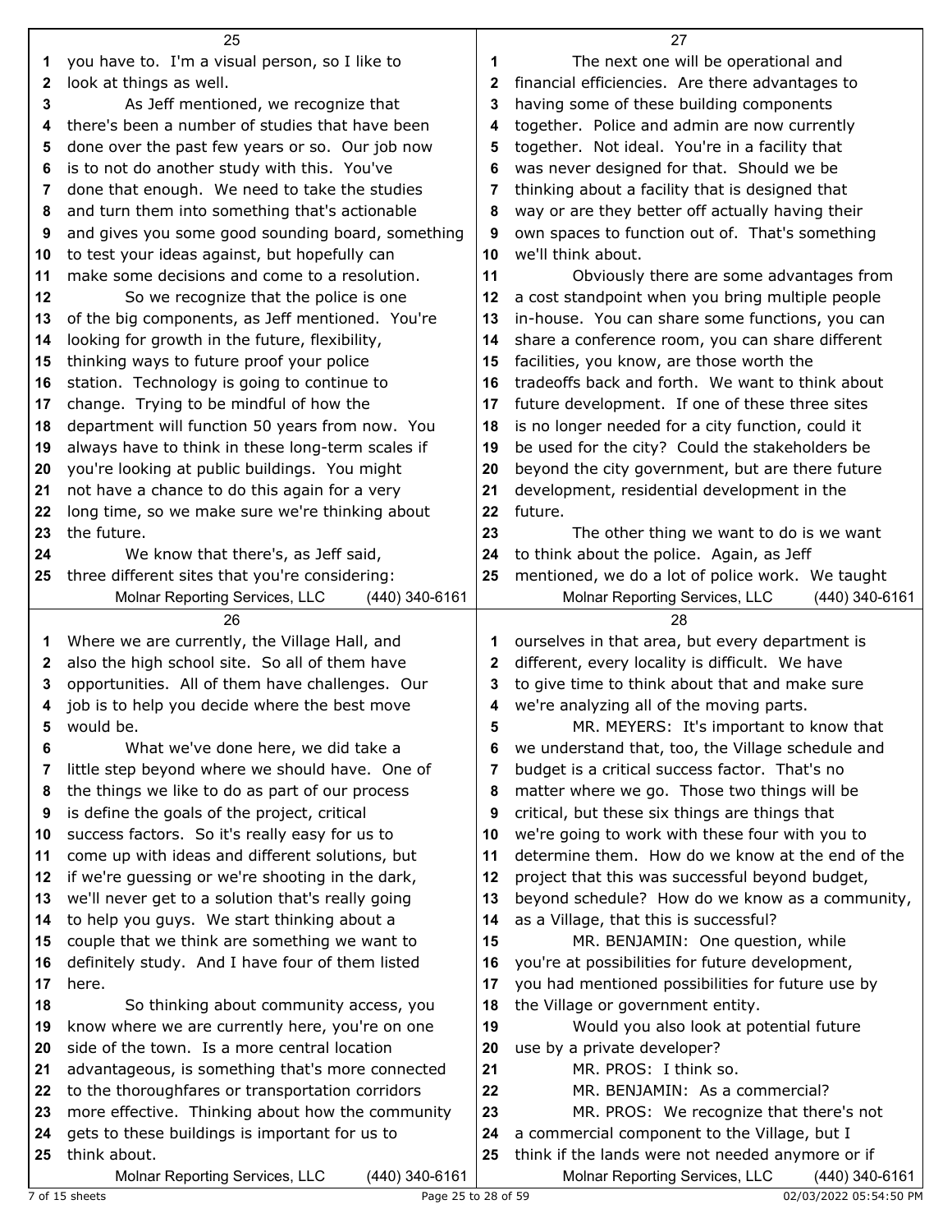you have to. I'm a visual person, so I like to look at things as well.

As Jeff mentioned, we recognize that there's been a number of studies that have been done over the past few years or so. Our job now is to not do another study with this. You've done that enough. We need to take the studies and turn them into something that's actionable and gives you some good sounding board, something to test your ideas against, but hopefully can make some decisions and come to a resolution.

So we recognize that the police is one of the big components, as Jeff mentioned. You're looking for growth in the future, flexibility, thinking ways to future proof your police station. Technology is going to continue to change. Trying to be mindful of how the department will function 50 years from now. You always have to think in these long-term scales if you're looking at public buildings. You might not have a chance to do this again for a very long time, so we make sure we're thinking about the future.

We know that there's, as Jeff said, three different sites that you're considering: Where we are currently, the Village Hall, and also the high school site. So all of them have opportunities. All of them have challenges. Our job is to help you decide where the best move would be.

What we've done here, we did take a little step beyond where we should have. One of the things we like to do as part of our process is define the goals of the project, critical success factors. So it's really easy for us to come up with ideas and different solutions, but if we're guessing or we're shooting in the dark, we'll never get to a solution that's really going to help you guys. We start thinking about a couple that we think are something we want to definitely study. And I have four of them listed here.

So thinking about community access, you know where we are currently here, you're on one side of the town. Is a more central location advantageous, is something that's more connected to the thoroughfares or transportation corridors more effective. Thinking about how the community gets to these buildings is important for us to think about.

The next one will be operational and financial efficiencies. Are there advantages to having some of these building components together. Police and admin are now currently together. Not ideal. You're in a facility that was never designed for that. Should we be thinking about a facility that is designed that way or are they better off actually having their own spaces to function out of. That's something we'll think about.

Obviously there are some advantages from a cost standpoint when you bring multiple people in-house. You can share some functions, you can share a conference room, you can share different facilities, you know, are those worth the tradeoffs back and forth. We want to think about future development. If one of these three sites is no longer needed for a city function, could it be used for the city? Could the stakeholders be beyond the city government, but are there future development, residential development in the future.

The other thing we want to do is we want to think about the police. Again, as Jeff mentioned, we do a lot of police work. We taught ourselves in that area, but every department is different, every locality is difficult. We have to give time to think about that and make sure we're analyzing all of the moving parts.

MR. MEYERS: It's important to know that we understand that, too, the Village schedule and budget is a critical success factor. That's no matter where we go. Those two things will be critical, but these six things are things that we're going to work with these four with you to determine them. How do we know at the end of the project that this was successful beyond budget, beyond schedule? How do we know as a community, as a Village, that this is successful?

MR. BENJAMIN: One question, while you're at possibilities for future development, you had mentioned possibilities for future use by the Village or government entity.

Would you also look at potential future use by a private developer?

MR. PROS: I think so.

MR. BENJAMIN: As a commercial?

MR. PROS: We recognize that there's not a commercial component to the Village, but I think if the lands were not needed anymore or if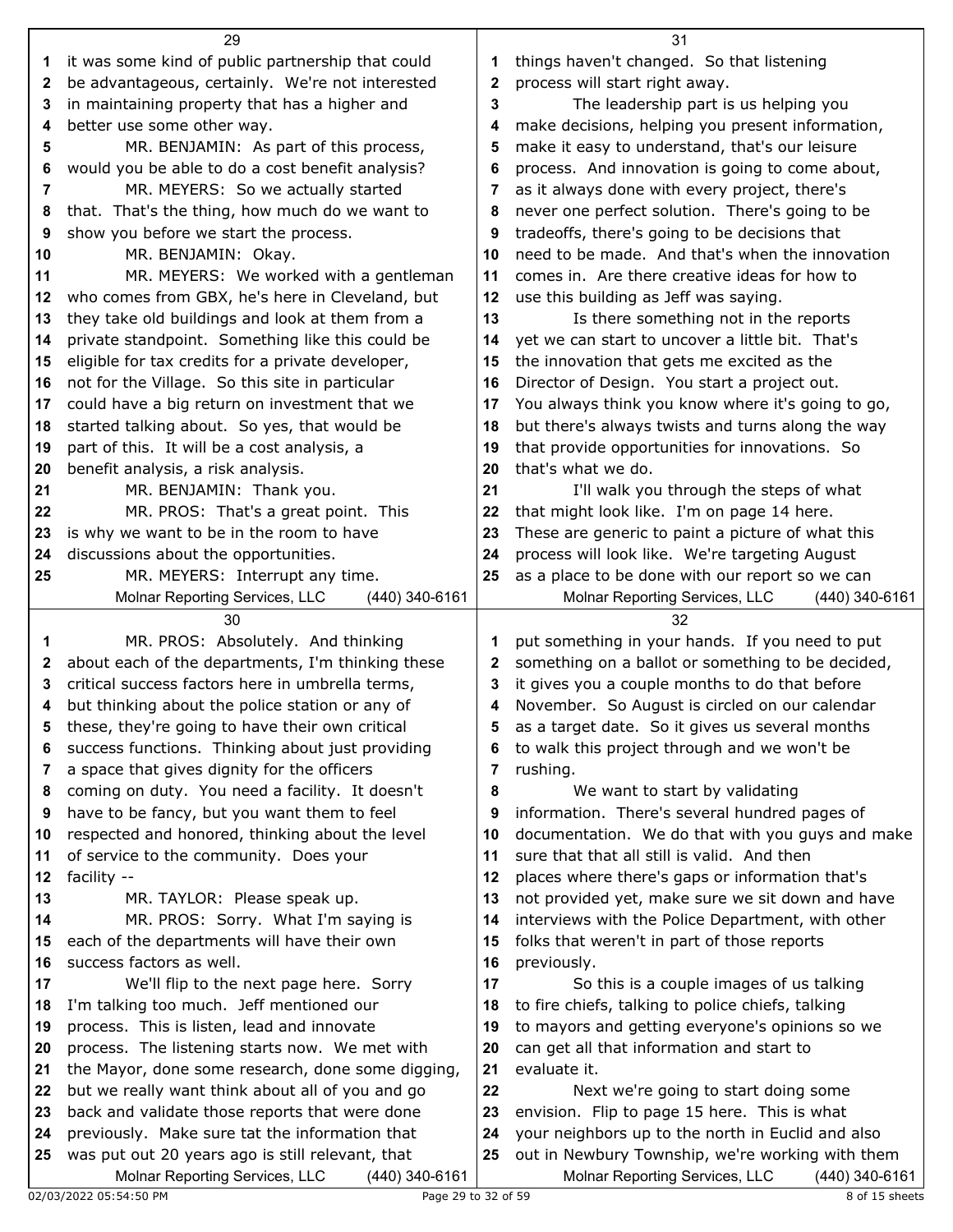it was some kind of public partnership that could be advantageous, certainly. We're not interested in maintaining property that has a higher and better use some other way.

MR. BENJAMIN: As part of this process, would you be able to do a cost benefit analysis?

MR. MEYERS: So we actually started that. That's the thing, how much do we want to show you before we start the process.

MR. BENJAMIN: Okay.

MR. MEYERS: We worked with a gentleman who comes from GBX, he's here in Cleveland, but they take old buildings and look at them from a private standpoint. Something like this could be eligible for tax credits for a private developer, not for the Village. So this site in particular could have a big return on investment that we started talking about. So yes, that would be part of this. It will be a cost analysis, a benefit analysis, a risk analysis.

MR. BENJAMIN: Thank you.

MR. PROS: That's a great point. This is why we want to be in the room to have discussions about the opportunities.

MR. MEYERS: Interrupt any time.

MR. PROS: Absolutely. And thinking about each of the departments, I'm thinking these critical success factors here in umbrella terms, but thinking about the police station or any of these, they're going to have their own critical success functions. Thinking about just providing a space that gives dignity for the officers coming on duty. You need a facility. It doesn't have to be fancy, but you want them to feel respected and honored, thinking about the level of service to the community. Does your facility --

MR. TAYLOR: Please speak up.

MR. PROS: Sorry. What I'm saying is each of the departments will have their own success factors as well.

We'll flip to the next page here. Sorry I'm talking too much. Jeff mentioned our process. This is listen, lead and innovate process. The listening starts now. We met with the Mayor, done some research, done some digging, but we really want think about all of you and go back and validate those reports that were done previously. Make sure tat the information that was put out 20 years ago is still relevant, that things haven't changed. So that listening process will start right away.

The leadership part is us helping you make decisions, helping you present information, make it easy to understand, that's our leisure process. And innovation is going to come about, as it always done with every project, there's never one perfect solution. There's going to be tradeoffs, there's going to be decisions that need to be made. And that's when the innovation comes in. Are there creative ideas for how to use this building as Jeff was saying.

Is there something not in the reports yet we can start to uncover a little bit. That's the innovation that gets me excited as the Director of Design. You start a project out. You always think you know where it's going to go, but there's always twists and turns along the way that provide opportunities for innovations. So that's what we do.

I'll walk you through the steps of what that might look like. I'm on page 14 here. These are generic to paint a picture of what this process will look like. We're targeting August as a place to be done with our report so we can put something in your hands. If you need to put something on a ballot or something to be decided, it gives you a couple months to do that before November. So August is circled on our calendar as a target date. So it gives us several months to walk this project through and we won't be rushing.

We want to start by validating information. There's several hundred pages of documentation. We do that with you guys and make sure that that all still is valid. And then places where there's gaps or information that's not provided yet, make sure we sit down and have interviews with the Police Department, with other folks that weren't in part of those reports previously.

So this is a couple images of us talking to fire chiefs, talking to police chiefs, talking to mayors and getting everyone's opinions so we can get all that information and start to evaluate it.

Next we're going to start doing some envision. Flip to page 15 here. This is what your neighbors up to the north in Euclid and also out in Newbury Township, we're working with them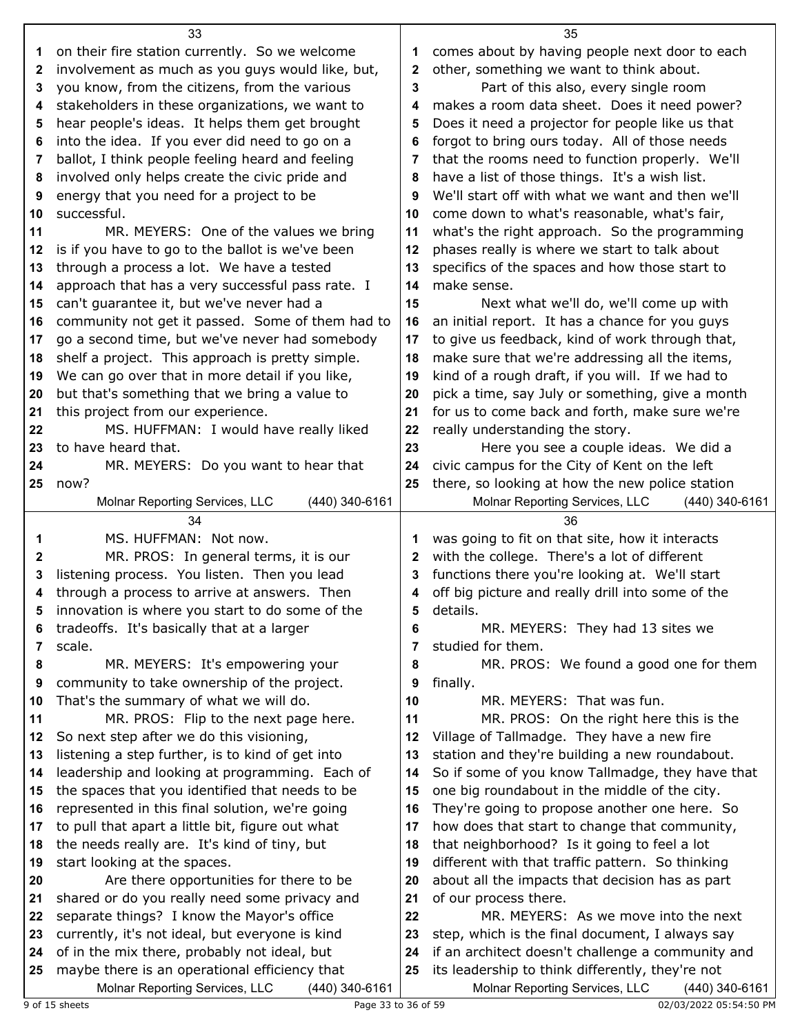on their fire station currently. So we welcome involvement as much as you guys would like, but, you know, from the citizens, from the various stakeholders in these organizations, we want to hear people's ideas. It helps them get brought into the idea. If you ever did need to go on a ballot, I think people feeling heard and feeling involved only helps create the civic pride and energy that you need for a project to be successful.

MR. MEYERS: One of the values we bring is if you have to go to the ballot is we've been through a process a lot. We have a tested approach that has a very successful pass rate. I can't guarantee it, but we've never had a community not get it passed. Some of them had to go a second time, but we've never had somebody shelf a project. This approach is pretty simple. We can go over that in more detail if you like, but that's something that we bring a value to this project from our experience.

MS. HUFFMAN: I would have really liked to have heard that.

MR. MEYERS: Do you want to hear that now?

MS. HUFFMAN: Not now.

MR. PROS: In general terms, it is our listening process. You listen. Then you lead through a process to arrive at answers. Then innovation is where you start to do some of the tradeoffs. It's basically that at a larger scale.

MR. MEYERS: It's empowering your community to take ownership of the project. That's the summary of what we will do.

MR. PROS: Flip to the next page here. So next step after we do this visioning, listening a step further, is to kind of get into leadership and looking at programming. Each of the spaces that you identified that needs to be represented in this final solution, we're going to pull that apart a little bit, figure out what the needs really are. It's kind of tiny, but start looking at the spaces.

Are there opportunities for there to be shared or do you really need some privacy and separate things? I know the Mayor's office currently, it's not ideal, but everyone is kind of in the mix there, probably not ideal, but maybe there is an operational efficiency that comes about by having people next door to each other, something we want to think about.

Part of this also, every single room makes a room data sheet. Does it need power? Does it need a projector for people like us that forgot to bring ours today. All of those needs that the rooms need to function properly. We'll have a list of those things. It's a wish list. We'll start off with what we want and then we'll come down to what's reasonable, what's fair, what's the right approach. So the programming phases really is where we start to talk about specifics of the spaces and how those start to make sense.

Next what we'll do, we'll come up with an initial report. It has a chance for you guys to give us feedback, kind of work through that, make sure that we're addressing all the items, kind of a rough draft, if you will. If we had to pick a time, say July or something, give a month for us to come back and forth, make sure we're really understanding the story.

Here you see a couple ideas. We did a civic campus for the City of Kent on the left there, so looking at how the new police station was going to fit on that site, how it interacts with the college. There's a lot of different functions there you're looking at. We'll start off big picture and really drill into some of the details.

MR. MEYERS: They had 13 sites we studied for them.

MR. PROS: We found a good one for them finally.

MR. MEYERS: That was fun.

MR. PROS: On the right here this is the Village of Tallmadge. They have a new fire station and they're building a new roundabout. So if some of you know Tallmadge, they have that one big roundabout in the middle of the city. They're going to propose another one here. So how does that start to change that community, that neighborhood? Is it going to feel a lot different with that traffic pattern. So thinking about all the impacts that decision has as part of our process there.

MR. MEYERS: As we move into the next step, which is the final document, I always say if an architect doesn't challenge a community and its leadership to think differently, they're not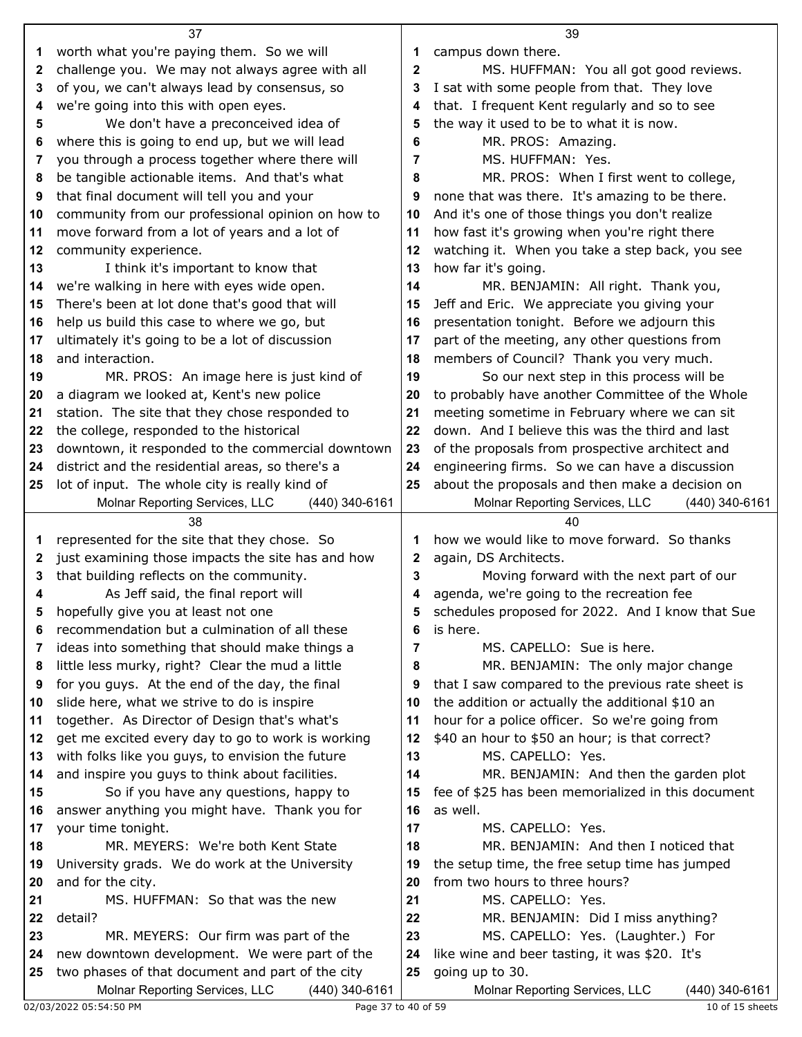worth what you're paying them. So we will challenge you. We may not always agree with all of you, we can't always lead by consensus, so we're going into this with open eyes.

We don't have a preconceived idea of where this is going to end up, but we will lead you through a process together where there will be tangible actionable items. And that's what that final document will tell you and your community from our professional opinion on how to move forward from a lot of years and a lot of community experience.

I think it's important to know that we're walking in here with eyes wide open. There's been at lot done that's good that will help us build this case to where we go, but ultimately it's going to be a lot of discussion and interaction.

MR. PROS: An image here is just kind of a diagram we looked at, Kent's new police station. The site that they chose responded to the college, responded to the historical downtown, it responded to the commercial downtown district and the residential areas, so there's a lot of input. The whole city is really kind of represented for the site that they chose. So just examining those impacts the site has and how that building reflects on the community.

As Jeff said, the final report will hopefully give you at least not one recommendation but a culmination of all these ideas into something that should make things a little less murky, right? Clear the mud a little for you guys. At the end of the day, the final slide here, what we strive to do is inspire together. As Director of Design that's what's get me excited every day to go to work is working with folks like you guys, to envision the future and inspire you guys to think about facilities.

So if you have any questions, happy to answer anything you might have. Thank you for your time tonight.

MR. MEYERS: We're both Kent State University grads. We do work at the University and for the city.

MS. HUFFMAN: So that was the new detail?

MR. MEYERS: Our firm was part of the new downtown development. We were part of the two phases of that document and part of the city campus down there.

MS. HUFFMAN: You all got good reviews. I sat with some people from that. They love that. I frequent Kent regularly and so to see the way it used to be to what it is now.

MR. PROS: Amazing.

MS. HUFFMAN: Yes.

MR. PROS: When I first went to college, none that was there. It's amazing to be there. And it's one of those things you don't realize how fast it's growing when you're right there watching it. When you take a step back, you see how far it's going.

MR. BENJAMIN: All right. Thank you, Jeff and Eric. We appreciate you giving your presentation tonight. Before we adjourn this part of the meeting, any other questions from members of Council? Thank you very much.

So our next step in this process will be to probably have another Committee of the Whole meeting sometime in February where we can sit down. And I believe this was the third and last of the proposals from prospective architect and engineering firms. So we can have a discussion about the proposals and then make a decision on how we would like to move forward. So thanks again, DS Architects.

Moving forward with the next part of our agenda, we're going to the recreation fee schedules proposed for 2022. And I know that Sue is here.

MS. CAPELLO: Sue is here.

MR. BENJAMIN: The only major change that I saw compared to the previous rate sheet is the addition or actually the additional $10 an hour for a police officer. So we're going from $40 an hour to $50 an hour; is that correct?

MS. CAPELLO: Yes.

MR. BENJAMIN: And then the garden plot fee of $25 has been memorialized in this document as well.

MS. CAPELLO: Yes.

MR. BENJAMIN: And then I noticed that the setup time, the free setup time has jumped from two hours to three hours?

MS. CAPELLO: Yes.

MR. BENJAMIN: Did I miss anything?

MS. CAPELLO: Yes. (Laughter.) For like wine and beer tasting, it was $20. It's going up to 30.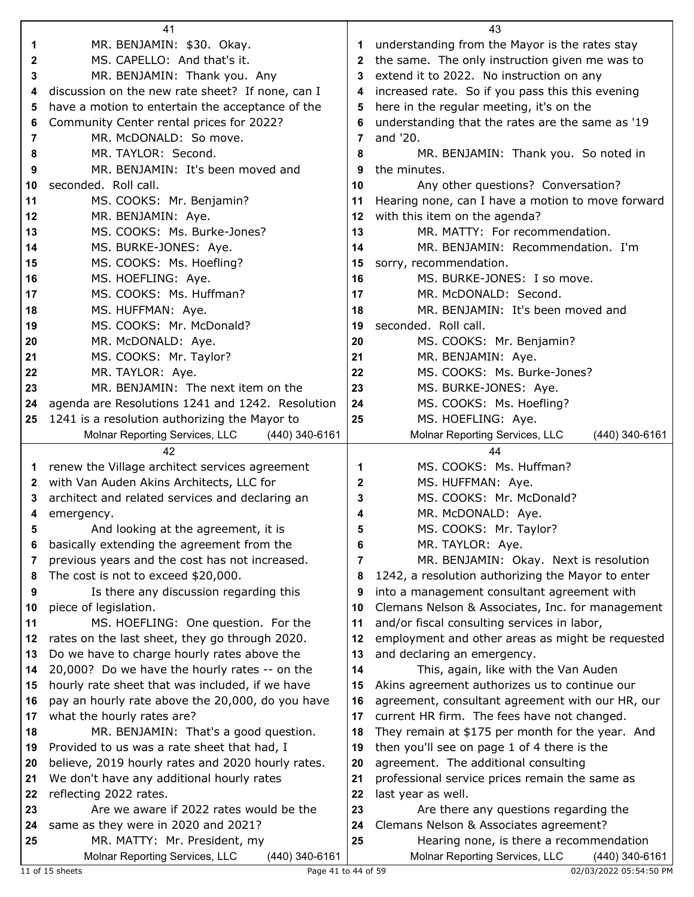MR. BENJAMIN: $30. Okay.

MS. CAPELLO: And that's it.

MR. BENJAMIN: Thank you. Any discussion on the new rate sheet? If none, can I have a motion to entertain the acceptance of the Community Center rental prices for 2022?

MR. McDONALD: So move.

MR. TAYLOR: Second.

MR. BENJAMIN: It's been moved and seconded. Roll call.

MS. COOKS: Mr. Benjamin?

MR. BENJAMIN: Aye.

MS. COOKS: Ms. Burke-Jones?

MS. BURKE-JONES: Aye.

MS. COOKS: Ms. Hoefling?

MS. HOEFLING: Aye.

MS. COOKS: Ms. Huffman?

MS. HUFFMAN: Aye.

MS. COOKS: Mr. McDonald?

MR. McDONALD: Aye.

MS. COOKS: Mr. Taylor?

MR. TAYLOR: Aye.

MR. BENJAMIN: The next item on the agenda are Resolutions 1241 and 1242. Resolution 1241 is a resolution authorizing the Mayor to renew the Village architect services agreement with Van Auden Akins Architects, LLC for architect and related services and declaring an emergency.

And looking at the agreement, it is basically extending the agreement from the previous years and the cost has not increased. The cost is not to exceed $20,000.

Is there any discussion regarding this piece of legislation.

MS. HOEFLING: One question. For the rates on the last sheet, they go through 2020. Do we have to charge hourly rates above the 20,000? Do we have the hourly rates -- on the hourly rate sheet that was included, if we have pay an hourly rate above the 20,000, do you have what the hourly rates are?

MR. BENJAMIN: That's a good question. Provided to us was a rate sheet that had, I believe, 2019 hourly rates and 2020 hourly rates. We don't have any additional hourly rates reflecting 2022 rates.

Are we aware if 2022 rates would be the same as they were in 2020 and 2021?

MR. MATTY: Mr. President, my understanding from the Mayor is the rates stay the same. The only instruction given me was to extend it to 2022. No instruction on any increased rate. So if you pass this this evening here in the regular meeting, it's on the understanding that the rates are the same as '19 and '20.

MR. BENJAMIN: Thank you. So noted in the minutes.

Any other questions? Conversation? Hearing none, can I have a motion to move forward with this item on the agenda?

MR. MATTY: For recommendation.

MR. BENJAMIN: Recommendation. I'm sorry, recommendation.

MS. BURKE-JONES: I so move.

MR. McDONALD: Second.

MR. BENJAMIN: It's been moved and seconded. Roll call.

MS. COOKS: Mr. Benjamin?

MR. BENJAMIN: Aye.

MS. COOKS: Ms. Burke-Jones?

MS. BURKE-JONES: Aye.

MS. COOKS: Ms. Hoefling?

MS. HOEFLING: Aye.

MS. COOKS: Ms. Huffman?

MS. HUFFMAN: Aye.

MS. COOKS: Mr. McDonald?

MR. McDONALD: Aye.

MS. COOKS: Mr. Taylor?

MR. TAYLOR: Aye.

MR. BENJAMIN: Okay. Next is resolution 1242, a resolution authorizing the Mayor to enter into a management consultant agreement with Clemans Nelson & Associates, Inc. for management and/or fiscal consulting services in labor, employment and other areas as might be requested and declaring an emergency.

This, again, like with the Van Auden Akins agreement authorizes us to continue our agreement, consultant agreement with our HR, our current HR firm. The fees have not changed. They remain at $175 per month for the year. And then you'll see on page 1 of 4 there is the agreement. The additional consulting professional service prices remain the same as last year as well.

Are there any questions regarding the Clemans Nelson & Associates agreement?

Hearing none, is there a recommendation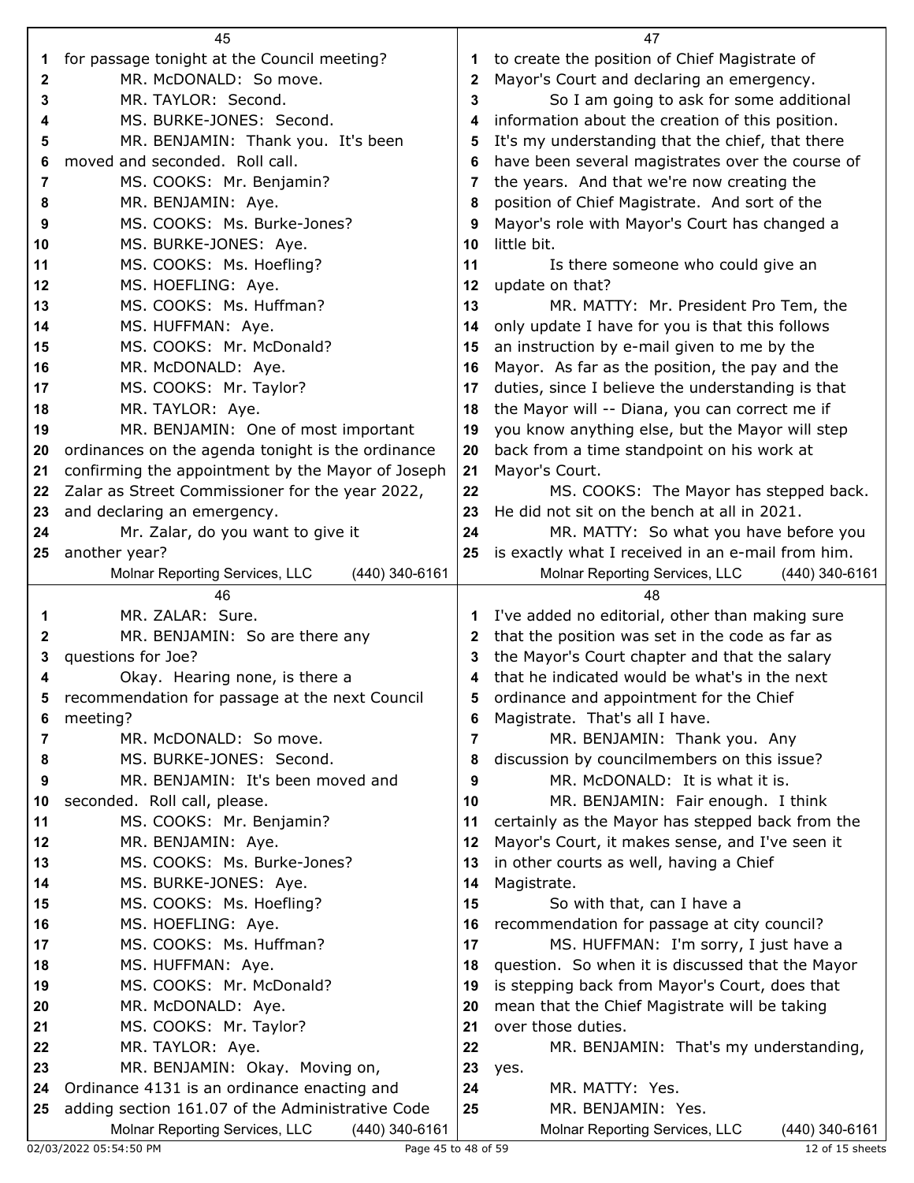for passage tonight at the Council meeting?

MR. McDONALD: So move.

MR. TAYLOR: Second.

MS. BURKE-JONES: Second.

MR. BENJAMIN: Thank you. It's been moved and seconded. Roll call.

MS. COOKS: Mr. Benjamin?

MR. BENJAMIN: Aye.

MS. COOKS: Ms. Burke-Jones?

MS. BURKE-JONES: Aye.

MS. COOKS: Ms. Hoefling?

MS. HOEFLING: Aye.

MS. COOKS: Ms. Huffman?

MS. HUFFMAN: Aye.

MS. COOKS: Mr. McDonald?

MR. McDONALD: Aye.

MS. COOKS: Mr. Taylor?

MR. TAYLOR: Aye.

MR. BENJAMIN: One of most important ordinances on the agenda tonight is the ordinance confirming the appointment by the Mayor of Joseph Zalar as Street Commissioner for the year 2022, and declaring an emergency.

Mr. Zalar, do you want to give it another year?

MR. ZALAR: Sure.

MR. BENJAMIN: So are there any questions for Joe?

Okay. Hearing none, is there a recommendation for passage at the next Council meeting?

MR. McDONALD: So move.

MS. BURKE-JONES: Second.

MR. BENJAMIN: It's been moved and seconded. Roll call, please.

MS. COOKS: Mr. Benjamin?

MR. BENJAMIN: Aye.

MS. COOKS: Ms. Burke-Jones?

MS. BURKE-JONES: Aye.

MS. COOKS: Ms. Hoefling?

MS. HOEFLING: Aye.

MS. COOKS: Ms. Huffman?

MS. HUFFMAN: Aye.

MS. COOKS: Mr. McDonald?

MR. McDONALD: Aye.

MS. COOKS: Mr. Taylor?

MR. TAYLOR: Aye.

MR. BENJAMIN: Okay. Moving on, Ordinance 4131 is an ordinance enacting and adding section 161.07 of the Administrative Code to create the position of Chief Magistrate of Mayor's Court and declaring an emergency.

So I am going to ask for some additional information about the creation of this position. It's my understanding that the chief, that there have been several magistrates over the course of the years. And that we're now creating the position of Chief Magistrate. And sort of the Mayor's role with Mayor's Court has changed a little bit.

Is there someone who could give an update on that?

MR. MATTY: Mr. President Pro Tem, the only update I have for you is that this follows an instruction by e-mail given to me by the Mayor. As far as the position, the pay and the duties, since I believe the understanding is that the Mayor will -- Diana, you can correct me if you know anything else, but the Mayor will step back from a time standpoint on his work at Mayor's Court.

MS. COOKS: The Mayor has stepped back. He did not sit on the bench at all in 2021.

MR. MATTY: So what you have before you is exactly what I received in an e-mail from him. I've added no editorial, other than making sure that the position was set in the code as far as the Mayor's Court chapter and that the salary that he indicated would be what's in the next ordinance and appointment for the Chief Magistrate. That's all I have.

MR. BENJAMIN: Thank you. Any discussion by councilmembers on this issue?

MR. McDONALD: It is what it is.

MR. BENJAMIN: Fair enough. I think certainly as the Mayor has stepped back from the Mayor's Court, it makes sense, and I've seen it in other courts as well, having a Chief Magistrate.

So with that, can I have a recommendation for passage at city council?

MS. HUFFMAN: I'm sorry, I just have a question. So when it is discussed that the Mayor is stepping back from Mayor's Court, does that mean that the Chief Magistrate will be taking over those duties.

MR. BENJAMIN: That's my understanding, yes.

MR. MATTY: Yes.

MR. BENJAMIN: Yes.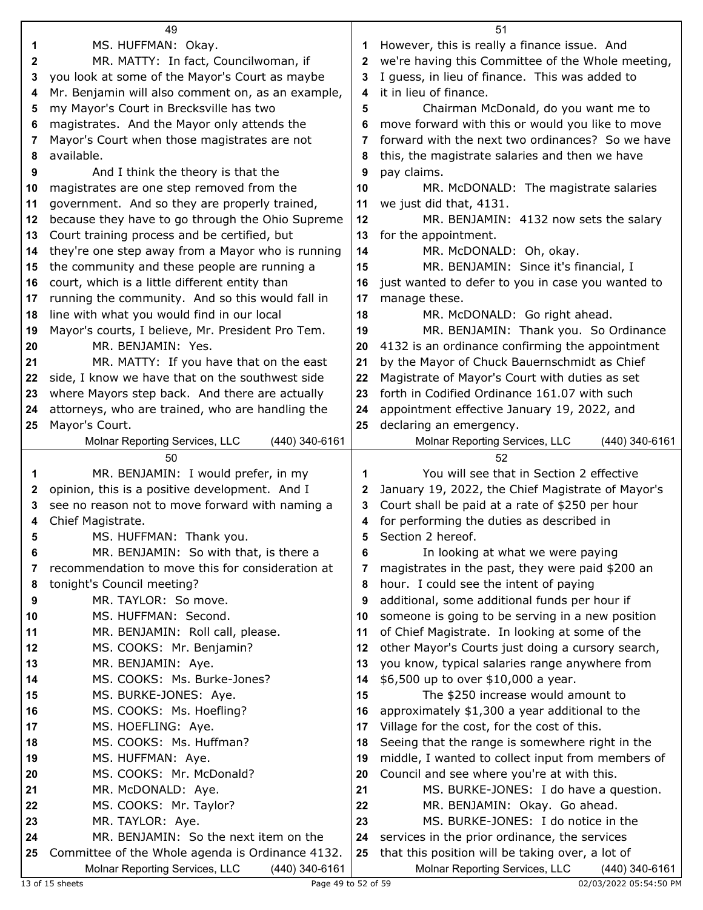MS. HUFFMAN: Okay.

MR. MATTY: In fact, Councilwoman, if you look at some of the Mayor's Court as maybe Mr. Benjamin will also comment on, as an example, my Mayor's Court in Brecksville has two magistrates. And the Mayor only attends the Mayor's Court when those magistrates are not available.

And I think the theory is that the magistrates are one step removed from the government. And so they are properly trained, because they have to go through the Ohio Supreme Court training process and be certified, but they're one step away from a Mayor who is running the community and these people are running a court, which is a little different entity than running the community. And so this would fall in line with what you would find in our local Mayor's courts, I believe, Mr. President Pro Tem.

MR. BENJAMIN: Yes.

MR. MATTY: If you have that on the east side, I know we have that on the southwest side where Mayors step back. And there are actually attorneys, who are trained, who are handling the Mayor's Court.

MR. BENJAMIN: I would prefer, in my opinion, this is a positive development. And I see no reason not to move forward with naming a Chief Magistrate.

MS. HUFFMAN: Thank you.

MR. BENJAMIN: So with that, is there a recommendation to move this for consideration at tonight's Council meeting?

MR. TAYLOR: So move.

MS. HUFFMAN: Second.

MR. BENJAMIN: Roll call, please.

MS. COOKS: Mr. Benjamin?

MR. BENJAMIN: Aye.

MS. COOKS: Ms. Burke-Jones?

MS. BURKE-JONES: Aye.

MS. COOKS: Ms. Hoefling?

MS. HOEFLING: Aye.

MS. COOKS: Ms. Huffman?

MS. HUFFMAN: Aye.

MS. COOKS: Mr. McDonald?

MR. McDONALD: Aye.

MS. COOKS: Mr. Taylor?

MR. TAYLOR: Aye.

MR. BENJAMIN: So the next item on the Committee of the Whole agenda is Ordinance 4132. However, this is really a finance issue. And we're having this Committee of the Whole meeting, I guess, in lieu of finance. This was added to it in lieu of finance.

Chairman McDonald, do you want me to move forward with this or would you like to move forward with the next two ordinances? So we have this, the magistrate salaries and then we have pay claims.

MR. McDONALD: The magistrate salaries we just did that, 4131.

MR. BENJAMIN: 4132 now sets the salary for the appointment.

MR. McDONALD: Oh, okay.

MR. BENJAMIN: Since it's financial, I just wanted to defer to you in case you wanted to manage these.

MR. McDONALD: Go right ahead.

MR. BENJAMIN: Thank you. So Ordinance 4132 is an ordinance confirming the appointment by the Mayor of Chuck Bauernschmidt as Chief Magistrate of Mayor's Court with duties as set forth in Codified Ordinance 161.07 with such appointment effective January 19, 2022, and declaring an emergency.

You will see that in Section 2 effective January 19, 2022, the Chief Magistrate of Mayor's Court shall be paid at a rate of $250 per hour for performing the duties as described in Section 2 hereof.

In looking at what we were paying magistrates in the past, they were paid $200 an hour. I could see the intent of paying additional, some additional funds per hour if someone is going to be serving in a new position of Chief Magistrate. In looking at some of the other Mayor's Courts just doing a cursory search, you know, typical salaries range anywhere from $6,500 up to over $10,000 a year.

The $250 increase would amount to approximately $1,300 a year additional to the Village for the cost, for the cost of this. Seeing that the range is somewhere right in the middle, I wanted to collect input from members of Council and see where you're at with this.

MS. BURKE-JONES: I do have a question.

MR. BENJAMIN: Okay. Go ahead.

MS. BURKE-JONES: I do notice in the services in the prior ordinance, the services that this position will be taking over, a lot of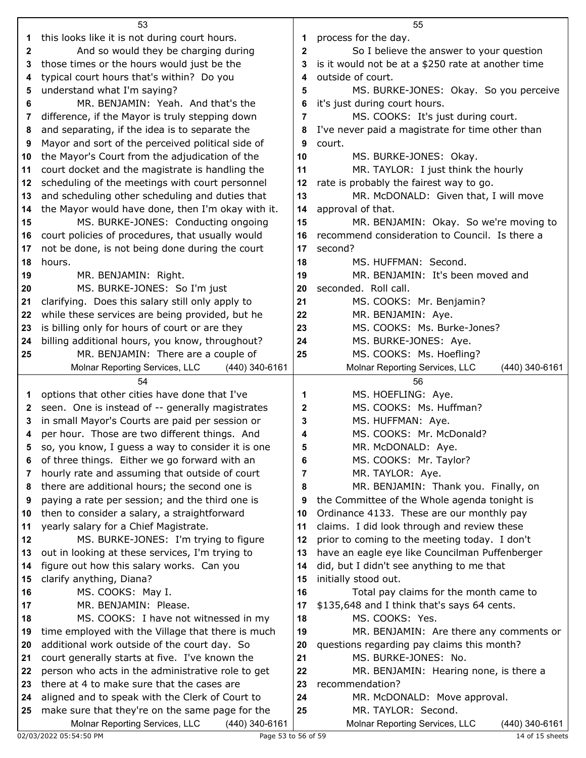this looks like it is not during court hours.

And so would they be charging during those times or the hours would just be the typical court hours that's within? Do you understand what I'm saying?

MR. BENJAMIN: Yeah. And that's the difference, if the Mayor is truly stepping down and separating, if the idea is to separate the Mayor and sort of the perceived political side of the Mayor's Court from the adjudication of the court docket and the magistrate is handling the scheduling of the meetings with court personnel and scheduling other scheduling and duties that the Mayor would have done, then I'm okay with it.

MS. BURKE-JONES: Conducting ongoing court policies of procedures, that usually would not be done, is not being done during the court hours.

MR. BENJAMIN: Right.

MS. BURKE-JONES: So I'm just clarifying. Does this salary still only apply to while these services are being provided, but he is billing only for hours of court or are they billing additional hours, you know, throughout?

MR. BENJAMIN: There are a couple of options that other cities have done that I've seen. One is instead of -- generally magistrates in small Mayor's Courts are paid per session or per hour. Those are two different things. And so, you know, I guess a way to consider it is one of three things. Either we go forward with an hourly rate and assuming that outside of court there are additional hours; the second one is paying a rate per session; and the third one is then to consider a salary, a straightforward yearly salary for a Chief Magistrate.

MS. BURKE-JONES: I'm trying to figure out in looking at these services, I'm trying to figure out how this salary works. Can you clarify anything, Diana?

MS. COOKS: May I.

MR. BENJAMIN: Please.

MS. COOKS: I have not witnessed in my time employed with the Village that there is much additional work outside of the court day. So court generally starts at five. I've known the person who acts in the administrative role to get there at 4 to make sure that the cases are aligned and to speak with the Clerk of Court to make sure that they're on the same page for the process for the day.

So I believe the answer to your question is it would not be at a $250 rate at another time outside of court.

MS. BURKE-JONES: Okay. So you perceive it's just during court hours.

MS. COOKS: It's just during court. I've never paid a magistrate for time other than court.

MS. BURKE-JONES: Okay.

MR. TAYLOR: I just think the hourly rate is probably the fairest way to go.

MR. McDONALD: Given that, I will move approval of that.

MR. BENJAMIN: Okay. So we're moving to recommend consideration to Council. Is there a second?

MS. HUFFMAN: Second.

MR. BENJAMIN: It's been moved and seconded. Roll call.

MS. COOKS: Mr. Benjamin?

MR. BENJAMIN: Aye.

MS. COOKS: Ms. Burke-Jones?

MS. BURKE-JONES: Aye.

MS. COOKS: Ms. Hoefling?

MS. HOEFLING: Aye.

MS. COOKS: Ms. Huffman?

MS. HUFFMAN: Aye.

MS. COOKS: Mr. McDonald?

MR. McDONALD: Aye.

MS. COOKS: Mr. Taylor?

MR. TAYLOR: Aye.

MR. BENJAMIN: Thank you. Finally, on the Committee of the Whole agenda tonight is Ordinance 4133. These are our monthly pay claims. I did look through and review these prior to coming to the meeting today. I don't have an eagle eye like Councilman Puffenberger did, but I didn't see anything to me that initially stood out.

Total pay claims for the month came to $135,648 and I think that's says 64 cents.

MS. COOKS: Yes.

MR. BENJAMIN: Are there any comments or questions regarding pay claims this month?

MS. BURKE-JONES: No.

MR. BENJAMIN: Hearing none, is there a recommendation?

MR. McDONALD: Move approval.

MR. TAYLOR: Second.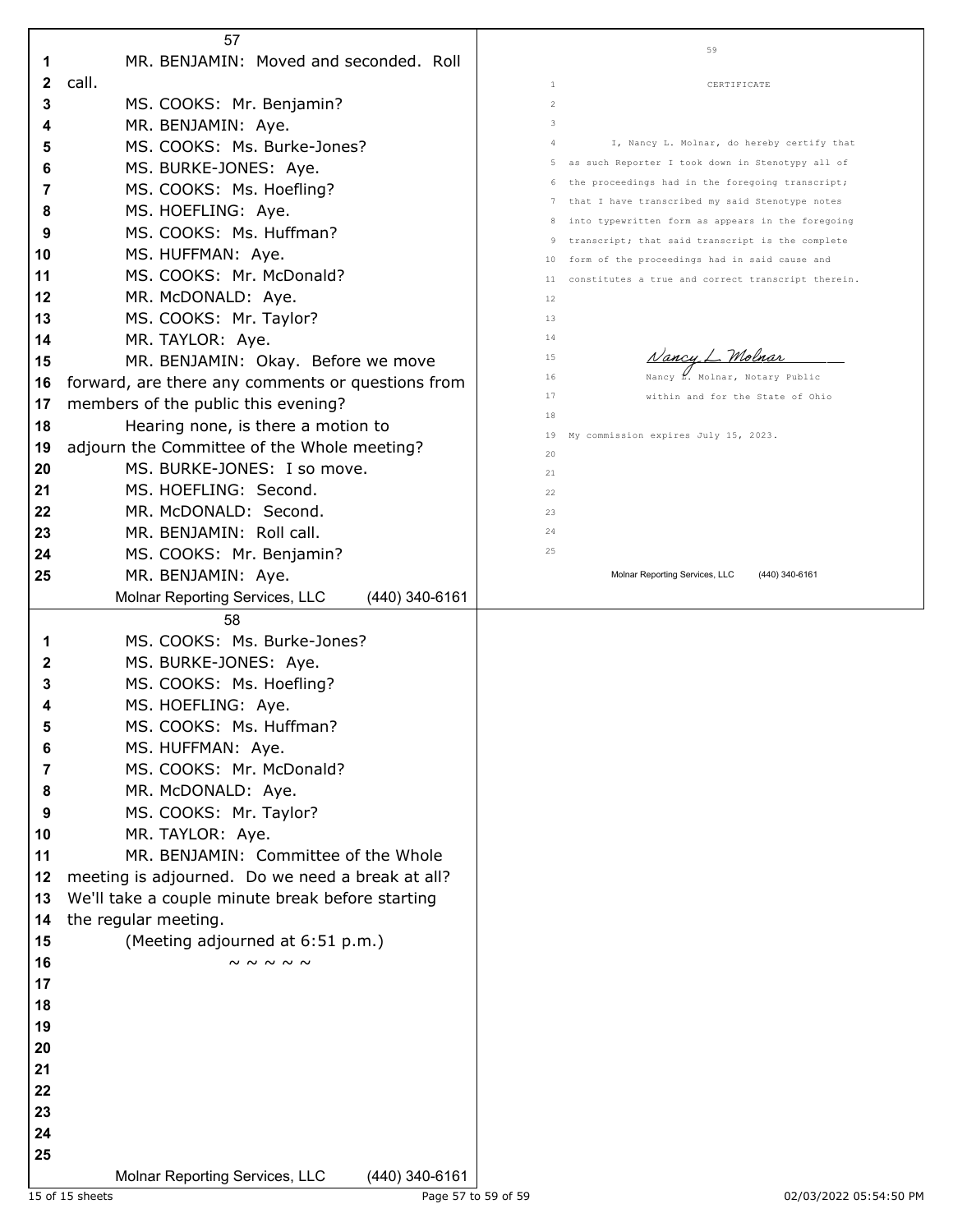MR. BENJAMIN: Moved and seconded. Roll call.

MS. COOKS: Mr. Benjamin?

MR. BENJAMIN: Aye.

MS. COOKS: Ms. Burke-Jones?

MS. BURKE-JONES: Aye.

MS. COOKS: Ms. Hoefling?

MS. HOEFLING: Aye.

MS. COOKS: Ms. Huffman?

MS. HUFFMAN: Aye.

MS. COOKS: Mr. McDonald?

MR. McDONALD: Aye.

MS. COOKS: Mr. Taylor?

MR. TAYLOR: Aye.

MR. BENJAMIN: Okay. Before we move forward, are there any comments or questions from members of the public this evening?

Hearing none, is there a motion to adjourn the Committee of the Whole meeting?

MS. BURKE-JONES: I so move.

MS. HOEFLING: Second.

MR. McDONALD: Second.

MR. BENJAMIN: Roll call.

MS. COOKS: Mr. Benjamin?

MR. BENJAMIN: Aye.

MS. COOKS: Ms. Burke-Jones?

MS. BURKE-JONES: Aye.

MS. COOKS: Ms. Hoefling?

MS. HOEFLING: Aye.

MS. COOKS: Ms. Huffman?

MS. HUFFMAN: Aye.

MS. COOKS: Mr. McDonald?

MR. McDONALD: Aye.

MS. COOKS: Mr. Taylor?

MR. TAYLOR: Aye.

MR. BENJAMIN: Committee of the Whole meeting is adjourned. Do we need a break at all? We'll take a couple minute break before starting the regular meeting.

(Meeting adjourned at 6:51 p.m.)

~ ~ ~ ~ ~

CERTIFICATE

I, Nancy L. Molnar, do hereby certify that as such Reporter I took down in Stenotypy all of the proceedings had in the foregoing transcript; that I have transcribed my said Stenotype notes into typewritten form as appears in the foregoing transcript; that said transcript is the complete form of the proceedings had in said cause and constitutes a true and correct transcript therein.

*Nancy L. Molnar*

Nancy L. Molnar, Notary Public
within and for the State of Ohio

My commission expires July 15, 2023.